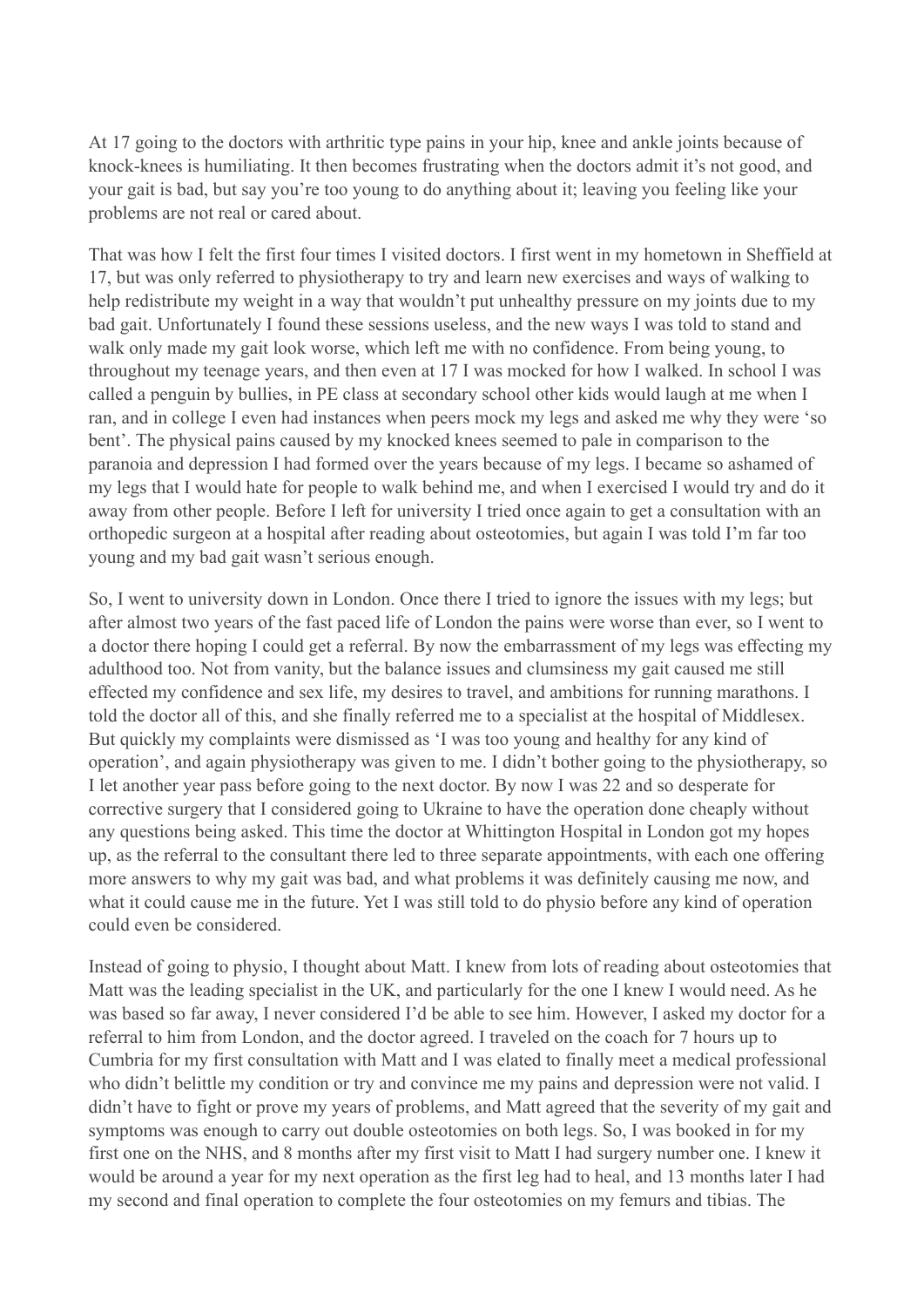At 17 going to the doctors with arthritic type pains in your hip, knee and ankle joints because of knock-knees is humiliating. It then becomes frustrating when the doctors admit it's not good, and your gait is bad, but say you're too young to do anything about it; leaving you feeling like your problems are not real or cared about.

That was how I felt the first four times I visited doctors. I first went in my hometown in Sheffield at 17, but was only referred to physiotherapy to try and learn new exercises and ways of walking to help redistribute my weight in a way that wouldn't put unhealthy pressure on my joints due to my bad gait. Unfortunately I found these sessions useless, and the new ways I was told to stand and walk only made my gait look worse, which left me with no confidence. From being young, to throughout my teenage years, and then even at 17 I was mocked for how I walked. In school I was called a penguin by bullies, in PE class at secondary school other kids would laugh at me when I ran, and in college I even had instances when peers mock my legs and asked me why they were 'so bent'. The physical pains caused by my knocked knees seemed to pale in comparison to the paranoia and depression I had formed over the years because of my legs. I became so ashamed of my legs that I would hate for people to walk behind me, and when I exercised I would try and do it away from other people. Before I left for university I tried once again to get a consultation with an orthopedic surgeon at a hospital after reading about osteotomies, but again I was told I'm far too young and my bad gait wasn't serious enough.

So, I went to university down in London. Once there I tried to ignore the issues with my legs; but after almost two years of the fast paced life of London the pains were worse than ever, so I went to a doctor there hoping I could get a referral. By now the embarrassment of my legs was effecting my adulthood too. Not from vanity, but the balance issues and clumsiness my gait caused me still effected my confidence and sex life, my desires to travel, and ambitions for running marathons. I told the doctor all of this, and she finally referred me to a specialist at the hospital of Middlesex. But quickly my complaints were dismissed as 'I was too young and healthy for any kind of operation', and again physiotherapy was given to me. I didn't bother going to the physiotherapy, so I let another year pass before going to the next doctor. By now I was 22 and so desperate for corrective surgery that I considered going to Ukraine to have the operation done cheaply without any questions being asked. This time the doctor at Whittington Hospital in London got my hopes up, as the referral to the consultant there led to three separate appointments, with each one offering more answers to why my gait was bad, and what problems it was definitely causing me now, and what it could cause me in the future. Yet I was still told to do physio before any kind of operation could even be considered.

Instead of going to physio, I thought about Matt. I knew from lots of reading about osteotomies that Matt was the leading specialist in the UK, and particularly for the one I knew I would need. As he was based so far away, I never considered I'd be able to see him. However, I asked my doctor for a referral to him from London, and the doctor agreed. I traveled on the coach for 7 hours up to Cumbria for my first consultation with Matt and I was elated to finally meet a medical professional who didn't belittle my condition or try and convince me my pains and depression were not valid. I didn't have to fight or prove my years of problems, and Matt agreed that the severity of my gait and symptoms was enough to carry out double osteotomies on both legs. So, I was booked in for my first one on the NHS, and 8 months after my first visit to Matt I had surgery number one. I knew it would be around a year for my next operation as the first leg had to heal, and 13 months later I had my second and final operation to complete the four osteotomies on my femurs and tibias. The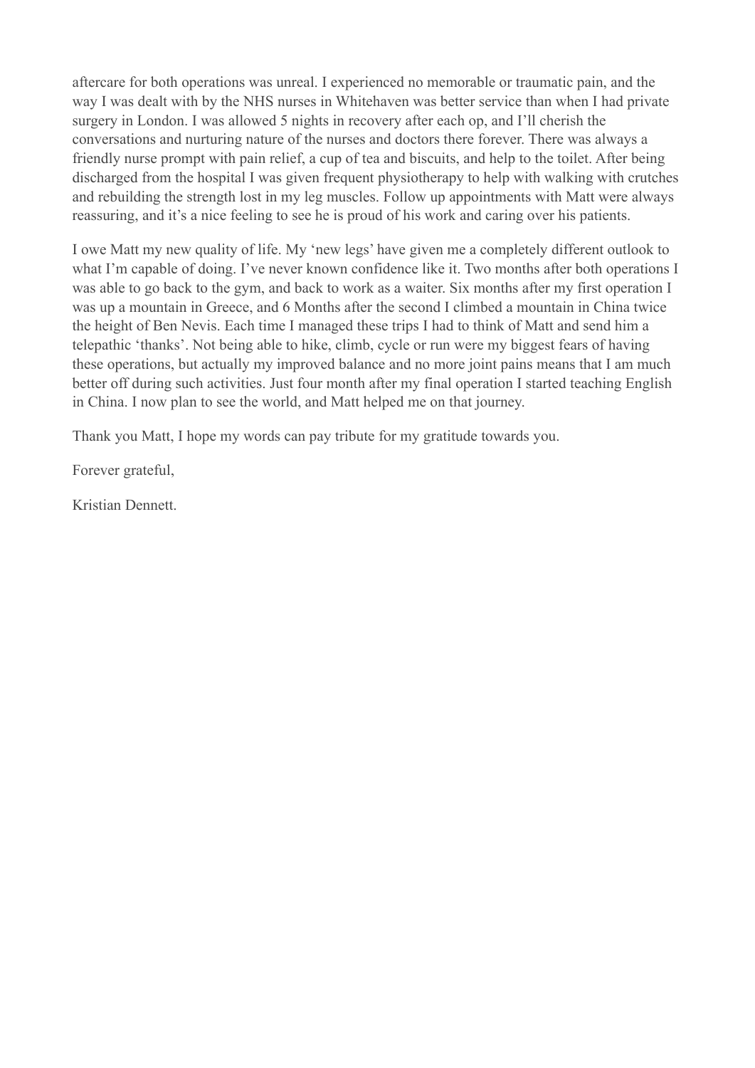aftercare for both operations was unreal. I experienced no memorable or traumatic pain, and the way I was dealt with by the NHS nurses in Whitehaven was better service than when I had private surgery in London. I was allowed 5 nights in recovery after each op, and I'll cherish the conversations and nurturing nature of the nurses and doctors there forever. There was always a friendly nurse prompt with pain relief, a cup of tea and biscuits, and help to the toilet. After being discharged from the hospital I was given frequent physiotherapy to help with walking with crutches and rebuilding the strength lost in my leg muscles. Follow up appointments with Matt were always reassuring, and it's a nice feeling to see he is proud of his work and caring over his patients.

I owe Matt my new quality of life. My 'new legs' have given me a completely different outlook to what I'm capable of doing. I've never known confidence like it. Two months after both operations I was able to go back to the gym, and back to work as a waiter. Six months after my first operation I was up a mountain in Greece, and 6 Months after the second I climbed a mountain in China twice the height of Ben Nevis. Each time I managed these trips I had to think of Matt and send him a telepathic 'thanks'. Not being able to hike, climb, cycle or run were my biggest fears of having these operations, but actually my improved balance and no more joint pains means that I am much better off during such activities. Just four month after my final operation I started teaching English in China. I now plan to see the world, and Matt helped me on that journey.

Thank you Matt, I hope my words can pay tribute for my gratitude towards you.

Forever grateful,

Kristian Dennett.